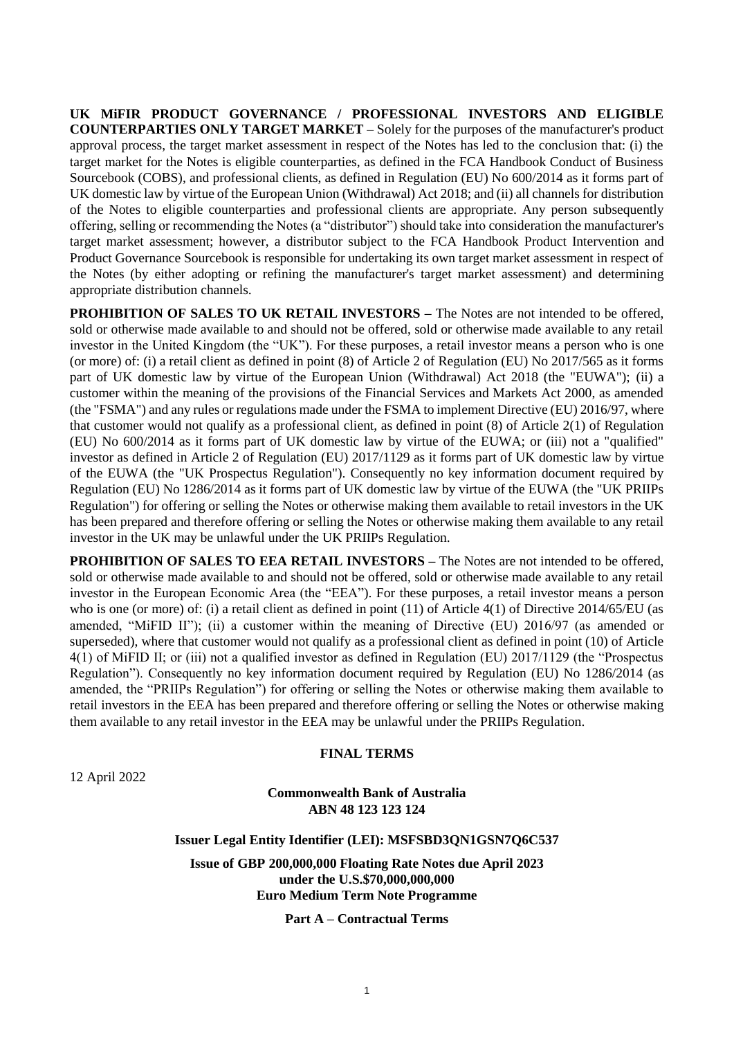**UK MiFIR PRODUCT GOVERNANCE / PROFESSIONAL INVESTORS AND ELIGIBLE COUNTERPARTIES ONLY TARGET MARKET** – Solely for the purposes of the manufacturer's product approval process, the target market assessment in respect of the Notes has led to the conclusion that: (i) the target market for the Notes is eligible counterparties, as defined in the FCA Handbook Conduct of Business Sourcebook (COBS), and professional clients, as defined in Regulation (EU) No 600/2014 as it forms part of UK domestic law by virtue of the European Union (Withdrawal) Act 2018; and (ii) all channels for distribution of the Notes to eligible counterparties and professional clients are appropriate. Any person subsequently offering, selling or recommending the Notes (a "distributor") should take into consideration the manufacturer's target market assessment; however, a distributor subject to the FCA Handbook Product Intervention and Product Governance Sourcebook is responsible for undertaking its own target market assessment in respect of the Notes (by either adopting or refining the manufacturer's target market assessment) and determining appropriate distribution channels.

**PROHIBITION OF SALES TO UK RETAIL INVESTORS –** The Notes are not intended to be offered, sold or otherwise made available to and should not be offered, sold or otherwise made available to any retail investor in the United Kingdom (the "UK"). For these purposes, a retail investor means a person who is one (or more) of: (i) a retail client as defined in point (8) of Article 2 of Regulation (EU) No 2017/565 as it forms part of UK domestic law by virtue of the European Union (Withdrawal) Act 2018 (the "EUWA"); (ii) a customer within the meaning of the provisions of the Financial Services and Markets Act 2000, as amended (the "FSMA") and any rules or regulations made under the FSMA to implement Directive (EU) 2016/97, where that customer would not qualify as a professional client, as defined in point (8) of Article 2(1) of Regulation (EU) No 600/2014 as it forms part of UK domestic law by virtue of the EUWA; or (iii) not a "qualified" investor as defined in Article 2 of Regulation (EU) 2017/1129 as it forms part of UK domestic law by virtue of the EUWA (the "UK Prospectus Regulation"). Consequently no key information document required by Regulation (EU) No 1286/2014 as it forms part of UK domestic law by virtue of the EUWA (the "UK PRIIPs Regulation") for offering or selling the Notes or otherwise making them available to retail investors in the UK has been prepared and therefore offering or selling the Notes or otherwise making them available to any retail investor in the UK may be unlawful under the UK PRIIPs Regulation.

**PROHIBITION OF SALES TO EEA RETAIL INVESTORS –** The Notes are not intended to be offered, sold or otherwise made available to and should not be offered, sold or otherwise made available to any retail investor in the European Economic Area (the "EEA"). For these purposes, a retail investor means a person who is one (or more) of: (i) a retail client as defined in point (11) of Article 4(1) of Directive 2014/65/EU (as amended, "MiFID II"); (ii) a customer within the meaning of Directive (EU) 2016/97 (as amended or superseded), where that customer would not qualify as a professional client as defined in point (10) of Article 4(1) of MiFID II; or (iii) not a qualified investor as defined in Regulation (EU) 2017/1129 (the "Prospectus Regulation"). Consequently no key information document required by Regulation (EU) No 1286/2014 (as amended, the "PRIIPs Regulation") for offering or selling the Notes or otherwise making them available to retail investors in the EEA has been prepared and therefore offering or selling the Notes or otherwise making them available to any retail investor in the EEA may be unlawful under the PRIIPs Regulation.

**FINAL TERMS**

12 April 2022

**Commonwealth Bank of Australia**
**ABN 48 123 123 124**

**Issuer Legal Entity Identifier (LEI): MSFSBD3QN1GSN7Q6C537**

**Issue of GBP 200,000,000 Floating Rate Notes due April 2023**
**under the U.S.$70,000,000,000**
**Euro Medium Term Note Programme**

**Part A – Contractual Terms**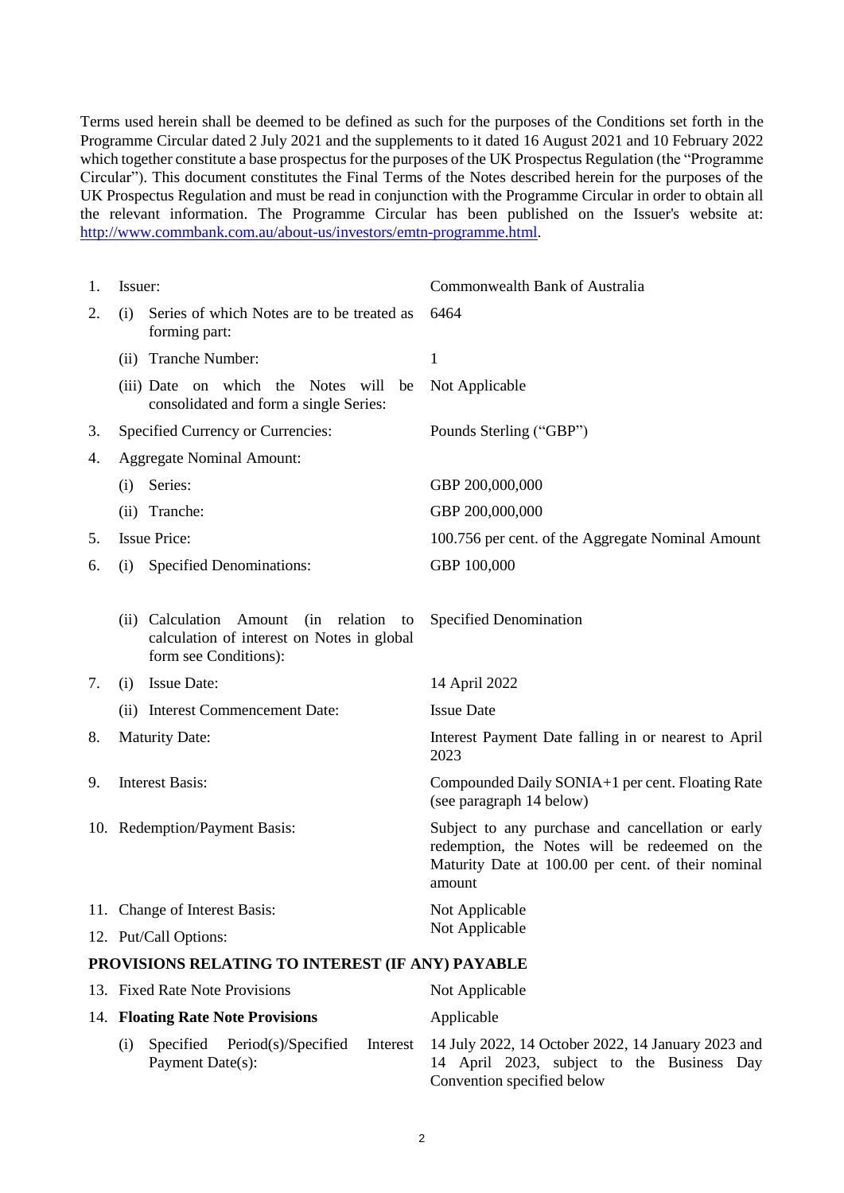Terms used herein shall be deemed to be defined as such for the purposes of the Conditions set forth in the Programme Circular dated 2 July 2021 and the supplements to it dated 16 August 2021 and 10 February 2022 which together constitute a base prospectus for the purposes of the UK Prospectus Regulation (the "Programme Circular"). This document constitutes the Final Terms of the Notes described herein for the purposes of the UK Prospectus Regulation and must be read in conjunction with the Programme Circular in order to obtain all the relevant information. The Programme Circular has been published on the Issuer's website at: [http://www.commbank.com.au/about-us/investors/emtn-programme.html](http://www.commbank.com.au/about-us/investors/emtn-programme.html).

| | | |
|---|---|---|
| 1. | Issuer: | Commonwealth Bank of Australia |
| 2. | (i) Series of which Notes are to be treated as forming part: | 6464 |
| | (ii) Tranche Number: | 1 |
| | (iii) Date on which the Notes will be consolidated and form a single Series: | Not Applicable |
| 3. | Specified Currency or Currencies: | Pounds Sterling ("GBP") |
| 4. | Aggregate Nominal Amount: | |
| | (i) Series: | GBP 200,000,000 |
| | (ii) Tranche: | GBP 200,000,000 |
| 5. | Issue Price: | 100.756 per cent. of the Aggregate Nominal Amount |
| 6. | (i) Specified Denominations: | GBP 100,000 |
| | (ii) Calculation Amount (in relation to calculation of interest on Notes in global form see Conditions): | Specified Denomination |
| 7. | (i) Issue Date: | 14 April 2022 |
| | (ii) Interest Commencement Date: | Issue Date |
| 8. | Maturity Date: | Interest Payment Date falling in or nearest to April 2023 |
| 9. | Interest Basis: | Compounded Daily SONIA+1 per cent. Floating Rate (see paragraph 14 below) |
| 10. | Redemption/Payment Basis: | Subject to any purchase and cancellation or early redemption, the Notes will be redeemed on the Maturity Date at 100.00 per cent. of their nominal amount |
| 11. | Change of Interest Basis: | Not Applicable |
| 12. | Put/Call Options: | Not Applicable |

**PROVISIONS RELATING TO INTEREST (IF ANY) PAYABLE**

| | | |
|---|---|---|
| 13. | Fixed Rate Note Provisions | Not Applicable |
| 14. | **Floating Rate Note Provisions** | Applicable |
| | (i) Specified Period(s)/Specified Interest Payment Date(s): | 14 July 2022, 14 October 2022, 14 January 2023 and 14 April 2023, subject to the Business Day Convention specified below |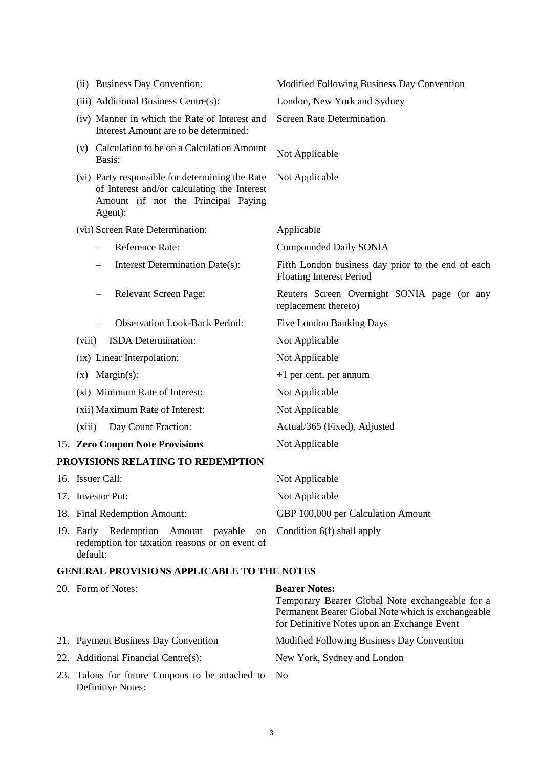| | |
|---|---|
| (ii) Business Day Convention: | Modified Following Business Day Convention |
| (iii) Additional Business Centre(s): | London, New York and Sydney |
| (iv) Manner in which the Rate of Interest and Interest Amount are to be determined: | Screen Rate Determination |
| (v) Calculation to be on a Calculation Amount Basis: | Not Applicable |
| (vi) Party responsible for determining the Rate of Interest and/or calculating the Interest Amount (if not the Principal Paying Agent): | Not Applicable |
| (vii) Screen Rate Determination: | Applicable |
| – Reference Rate: | Compounded Daily SONIA |
| – Interest Determination Date(s): | Fifth London business day prior to the end of each Floating Interest Period |
| – Relevant Screen Page: | Reuters Screen Overnight SONIA page (or any replacement thereto) |
| – Observation Look-Back Period: | Five London Banking Days |
| (viii) ISDA Determination: | Not Applicable |
| (ix) Linear Interpolation: | Not Applicable |
| (x) Margin(s): | +1 per cent. per annum |
| (xi) Minimum Rate of Interest: | Not Applicable |
| (xii) Maximum Rate of Interest: | Not Applicable |
| (xiii) Day Count Fraction: | Actual/365 (Fixed), Adjusted |
| 15. **Zero Coupon Note Provisions** | Not Applicable |

**PROVISIONS RELATING TO REDEMPTION**

| | |
|---|---|
| 16. Issuer Call: | Not Applicable |
| 17. Investor Put: | Not Applicable |
| 18. Final Redemption Amount: | GBP 100,000 per Calculation Amount |
| 19. Early Redemption Amount payable on redemption for taxation reasons or on event of default: | Condition 6(f) shall apply |

**GENERAL PROVISIONS APPLICABLE TO THE NOTES**

| | |
|---|---|
| 20. Form of Notes: | **Bearer Notes:** Temporary Bearer Global Note exchangeable for a Permanent Bearer Global Note which is exchangeable for Definitive Notes upon an Exchange Event |
| 21. Payment Business Day Convention | Modified Following Business Day Convention |
| 22. Additional Financial Centre(s): | New York, Sydney and London |
| 23. Talons for future Coupons to be attached to Definitive Notes: | No |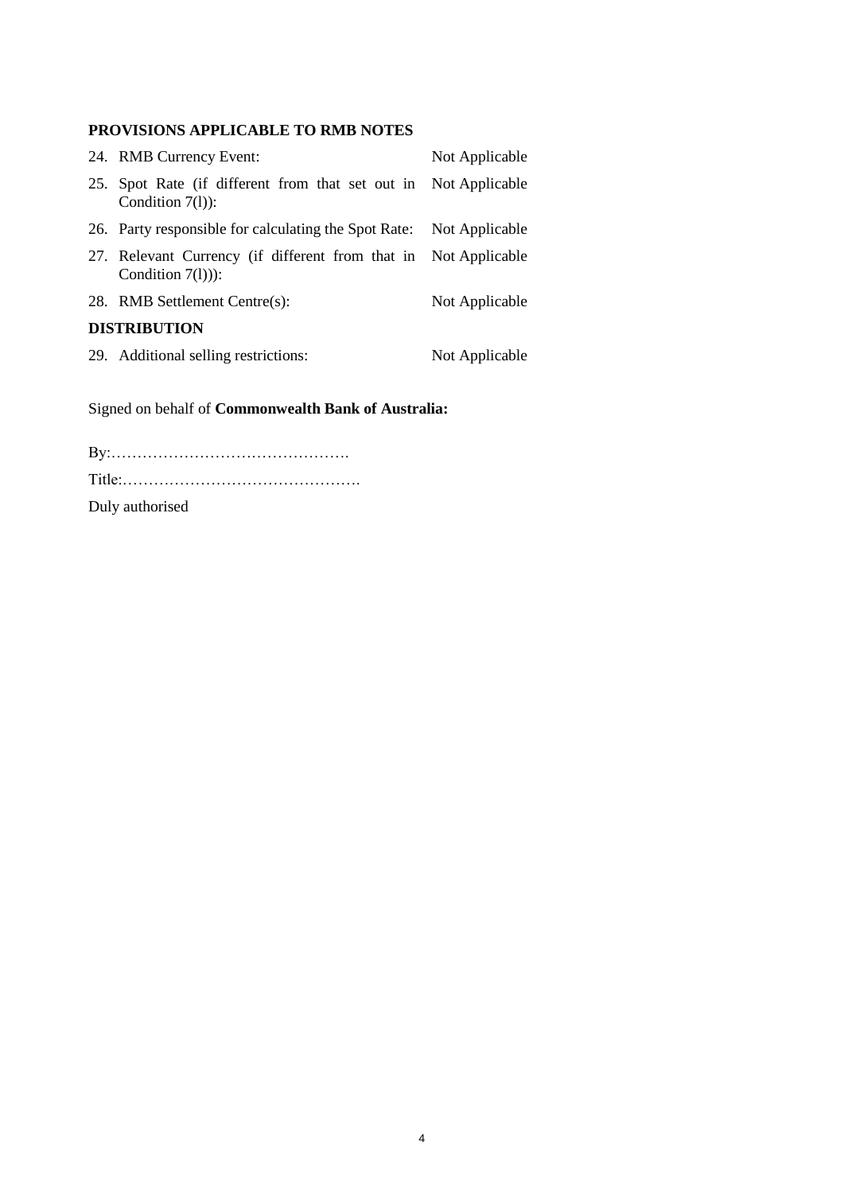## PROVISIONS APPLICABLE TO RMB NOTES

| | | |
|---|---|---|
| 24. | RMB Currency Event: | Not Applicable |
| 25. | Spot Rate (if different from that set out in Condition 7(l)): | Not Applicable |
| 26. | Party responsible for calculating the Spot Rate: | Not Applicable |
| 27. | Relevant Currency (if different from that in Condition 7(l))): | Not Applicable |
| 28. | RMB Settlement Centre(s): | Not Applicable |

## DISTRIBUTION

| | | |
|---|---|---|
| 29. | Additional selling restrictions: | Not Applicable |

Signed on behalf of **Commonwealth Bank of Australia:**

By:……………………………………….

Title:……………………………………….

Duly authorised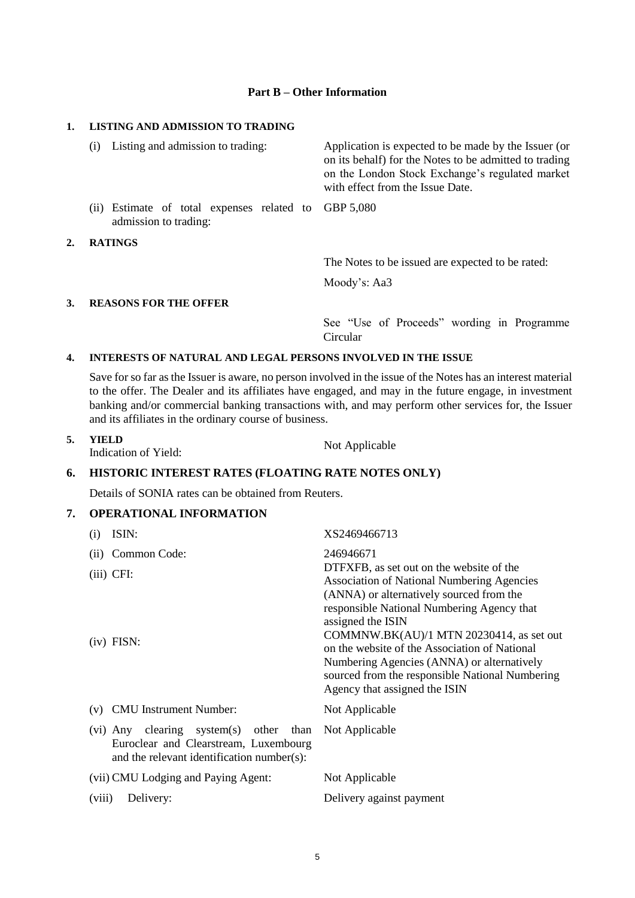## Part B – Other Information

### 1. LISTING AND ADMISSION TO TRADING

| | |
|---|---|
| (i) Listing and admission to trading: | Application is expected to be made by the Issuer (or on its behalf) for the Notes to be admitted to trading on the London Stock Exchange's regulated market with effect from the Issue Date. |
| (ii) Estimate of total expenses related to admission to trading: | GBP 5,080 |

### 2. RATINGS

The Notes to be issued are expected to be rated:

Moody's: Aa3

### 3. REASONS FOR THE OFFER

See "Use of Proceeds" wording in Programme Circular

### 4. INTERESTS OF NATURAL AND LEGAL PERSONS INVOLVED IN THE ISSUE

Save for so far as the Issuer is aware, no person involved in the issue of the Notes has an interest material to the offer. The Dealer and its affiliates have engaged, and may in the future engage, in investment banking and/or commercial banking transactions with, and may perform other services for, the Issuer and its affiliates in the ordinary course of business.

### 5. YIELD

Indication of Yield: Not Applicable

### 6. HISTORIC INTEREST RATES (FLOATING RATE NOTES ONLY)

Details of SONIA rates can be obtained from Reuters.

### 7. OPERATIONAL INFORMATION

| | |
|---|---|
| (i) ISIN: | XS2469466713 |
| (ii) Common Code: | 246946671 |
| (iii) CFI: | DTFXFB, as set out on the website of the Association of National Numbering Agencies (ANNA) or alternatively sourced from the responsible National Numbering Agency that assigned the ISIN |
| (iv) FISN: | COMMNW.BK(AU)/1 MTN 20230414, as set out on the website of the Association of National Numbering Agencies (ANNA) or alternatively sourced from the responsible National Numbering Agency that assigned the ISIN |
| (v) CMU Instrument Number: | Not Applicable |
| (vi) Any clearing system(s) other than Euroclear and Clearstream, Luxembourg and the relevant identification number(s): | Not Applicable |
| (vii) CMU Lodging and Paying Agent: | Not Applicable |
| (viii) Delivery: | Delivery against payment |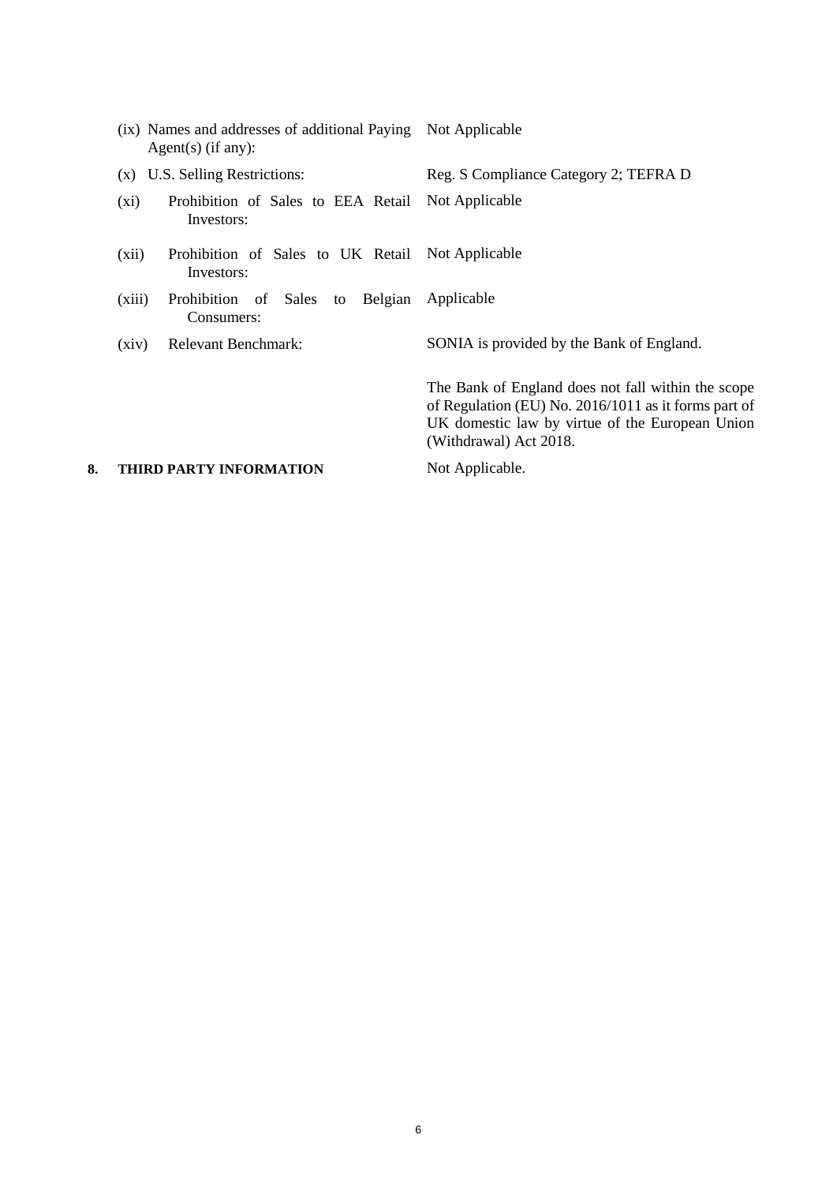| | |
|---|---|
| (ix) Names and addresses of additional Paying Agent(s) (if any): | Not Applicable |
| (x) U.S. Selling Restrictions: | Reg. S Compliance Category 2; TEFRA D |
| (xi) Prohibition of Sales to EEA Retail Investors: | Not Applicable |
| (xii) Prohibition of Sales to UK Retail Investors: | Not Applicable |
| (xiii) Prohibition of Sales to Belgian Consumers: | Applicable |
| (xiv) Relevant Benchmark: | SONIA is provided by the Bank of England.<br><br>The Bank of England does not fall within the scope of Regulation (EU) No. 2016/1011 as it forms part of UK domestic law by virtue of the European Union (Withdrawal) Act 2018. |

**8. THIRD PARTY INFORMATION** Not Applicable.